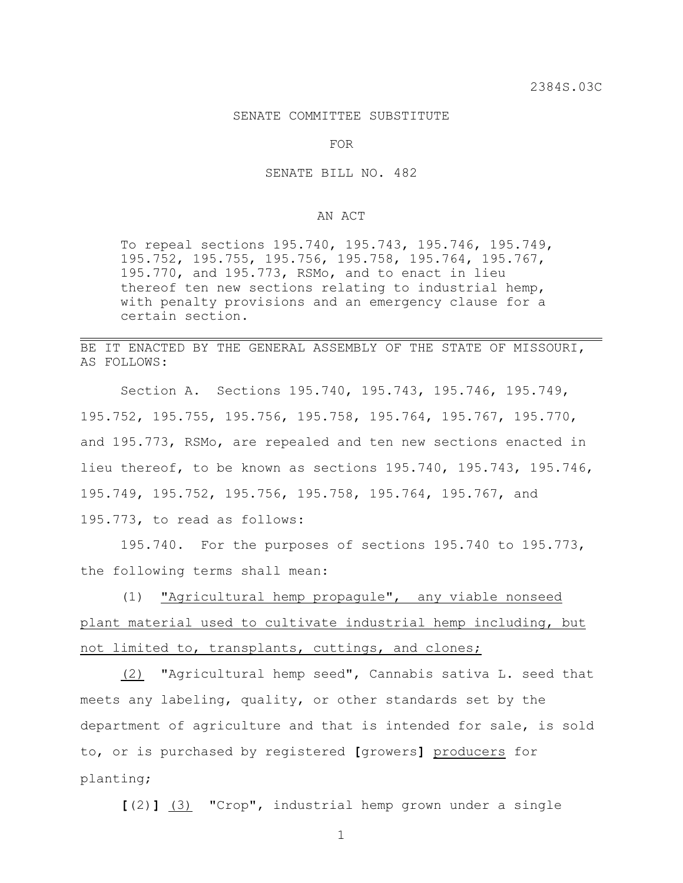2384S.03C

SENATE COMMITTEE SUBSTITUTE

FOR

SENATE BILL NO. 482

AN ACT

To repeal sections 195.740, 195.743, 195.746, 195.749, 195.752, 195.755, 195.756, 195.758, 195.764, 195.767, 195.770, and 195.773, RSMo, and to enact in lieu thereof ten new sections relating to industrial hemp, with penalty provisions and an emergency clause for a certain section.

---

BE IT ENACTED BY THE GENERAL ASSEMBLY OF THE STATE OF MISSOURI, AS FOLLOWS:

Section A. Sections 195.740, 195.743, 195.746, 195.749, 195.752, 195.755, 195.756, 195.758, 195.764, 195.767, 195.770, and 195.773, RSMo, are repealed and ten new sections enacted in lieu thereof, to be known as sections 195.740, 195.743, 195.746, 195.749, 195.752, 195.756, 195.758, 195.764, 195.767, and 195.773, to read as follows:

195.740. For the purposes of sections 195.740 to 195.773, the following terms shall mean:

(1) <u>"Agricultural hemp propagule", any viable nonseed plant material used to cultivate industrial hemp including, but not limited to, transplants, cuttings, and clones;</u>

<u>(2)</u> "Agricultural hemp seed", Cannabis sativa L. seed that meets any labeling, quality, or other standards set by the department of agriculture and that is intended for sale, is sold to, or is purchased by registered **[**growers**]** <u>producers</u> for planting;

**[**(2)**]** <u>(3)</u> "Crop", industrial hemp grown under a single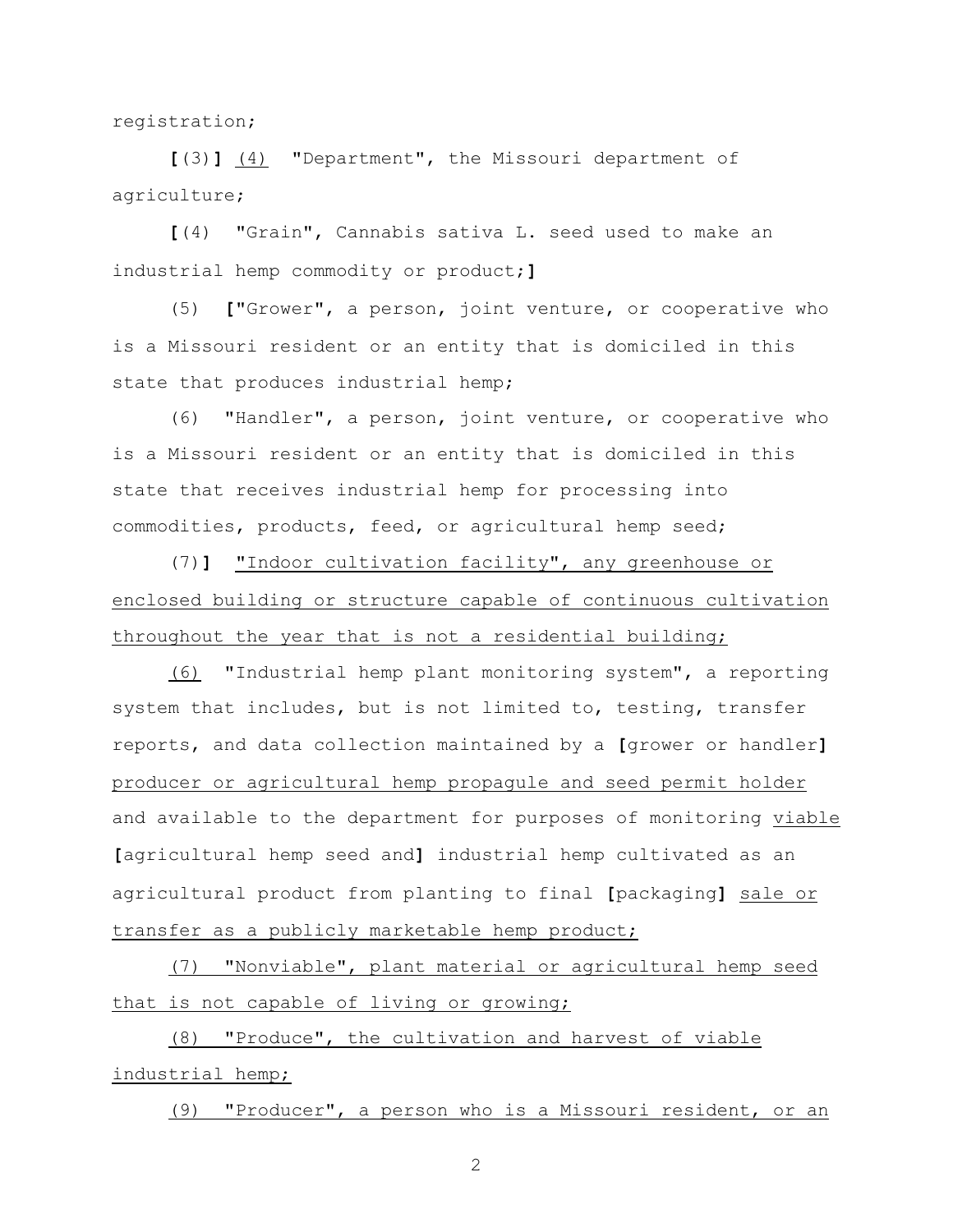registration;

**[**(3)**]** (4) "Department", the Missouri department of agriculture;

**[**(4) "Grain", Cannabis sativa L. seed used to make an industrial hemp commodity or product;**]**

(5) **[**"Grower", a person, joint venture, or cooperative who is a Missouri resident or an entity that is domiciled in this state that produces industrial hemp;

(6) "Handler", a person, joint venture, or cooperative who is a Missouri resident or an entity that is domiciled in this state that receives industrial hemp for processing into commodities, products, feed, or agricultural hemp seed;

(7)**]** <u>"Indoor cultivation facility", any greenhouse or enclosed building or structure capable of continuous cultivation throughout the year that is not a residential building;</u>

<u>(6)</u> "Industrial hemp plant monitoring system", a reporting system that includes, but is not limited to, testing, transfer reports, and data collection maintained by a **[**grower or handler**]** <u>producer or agricultural hemp propagule and seed permit holder</u> and available to the department for purposes of monitoring <u>viable</u> **[**agricultural hemp seed and**]** industrial hemp cultivated as an agricultural product from planting to final **[**packaging**]** <u>sale or transfer as a publicly marketable hemp product;</u>

<u>(7) "Nonviable", plant material or agricultural hemp seed that is not capable of living or growing;</u>

<u>(8) "Produce", the cultivation and harvest of viable industrial hemp;</u>

<u>(9) "Producer", a person who is a Missouri resident, or an</u>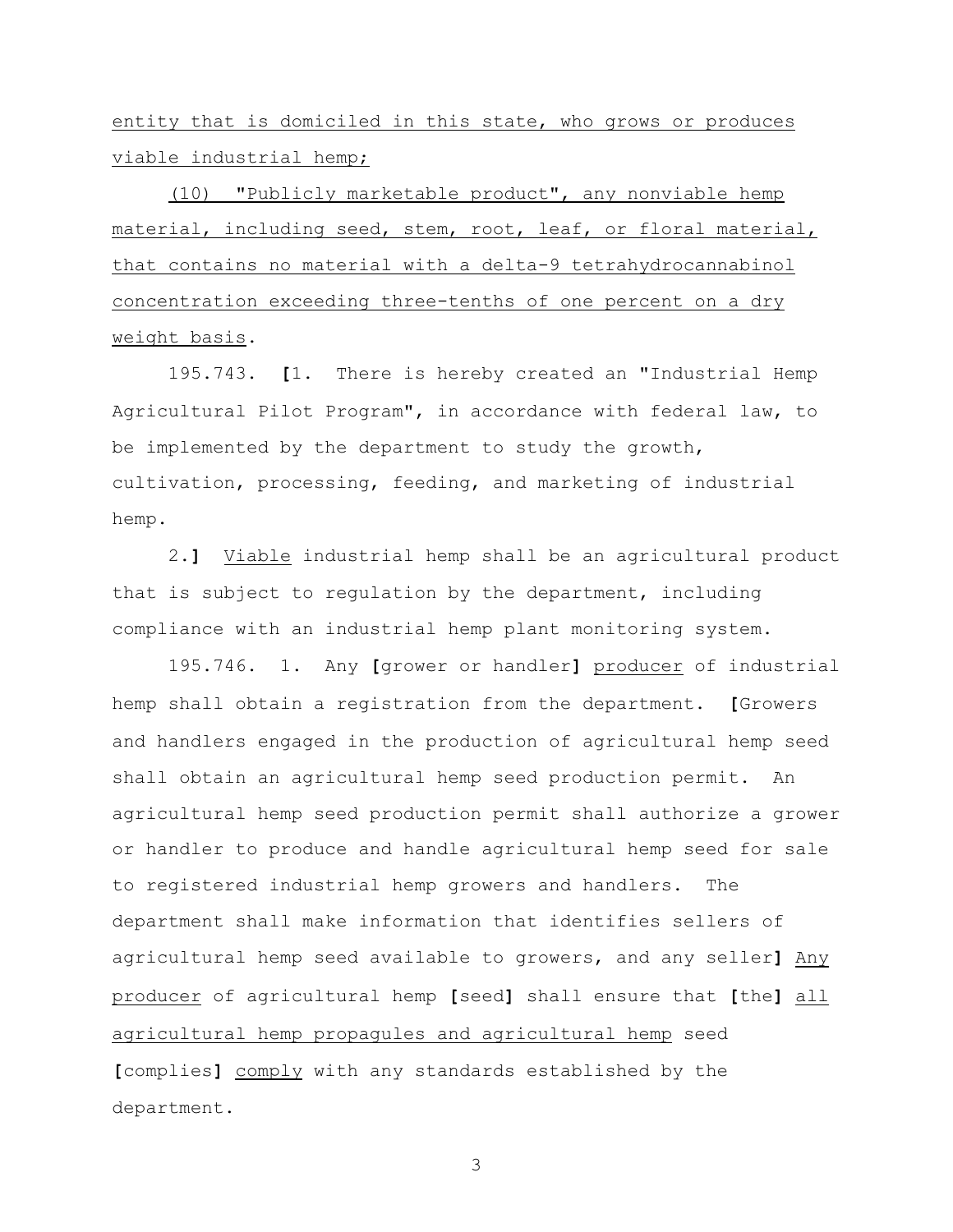entity that is domiciled in this state, who grows or produces viable industrial hemp;

(10) "Publicly marketable product", any nonviable hemp material, including seed, stem, root, leaf, or floral material, that contains no material with a delta-9 tetrahydrocannabinol concentration exceeding three-tenths of one percent on a dry weight basis.

195.743. [1. There is hereby created an "Industrial Hemp Agricultural Pilot Program", in accordance with federal law, to be implemented by the department to study the growth, cultivation, processing, feeding, and marketing of industrial hemp.

2.] Viable industrial hemp shall be an agricultural product that is subject to regulation by the department, including compliance with an industrial hemp plant monitoring system.

195.746. 1. Any [grower or handler] producer of industrial hemp shall obtain a registration from the department. [Growers and handlers engaged in the production of agricultural hemp seed shall obtain an agricultural hemp seed production permit. An agricultural hemp seed production permit shall authorize a grower or handler to produce and handle agricultural hemp seed for sale to registered industrial hemp growers and handlers. The department shall make information that identifies sellers of agricultural hemp seed available to growers, and any seller] Any producer of agricultural hemp [seed] shall ensure that [the] all agricultural hemp propagules and agricultural hemp seed [complies] comply with any standards established by the department.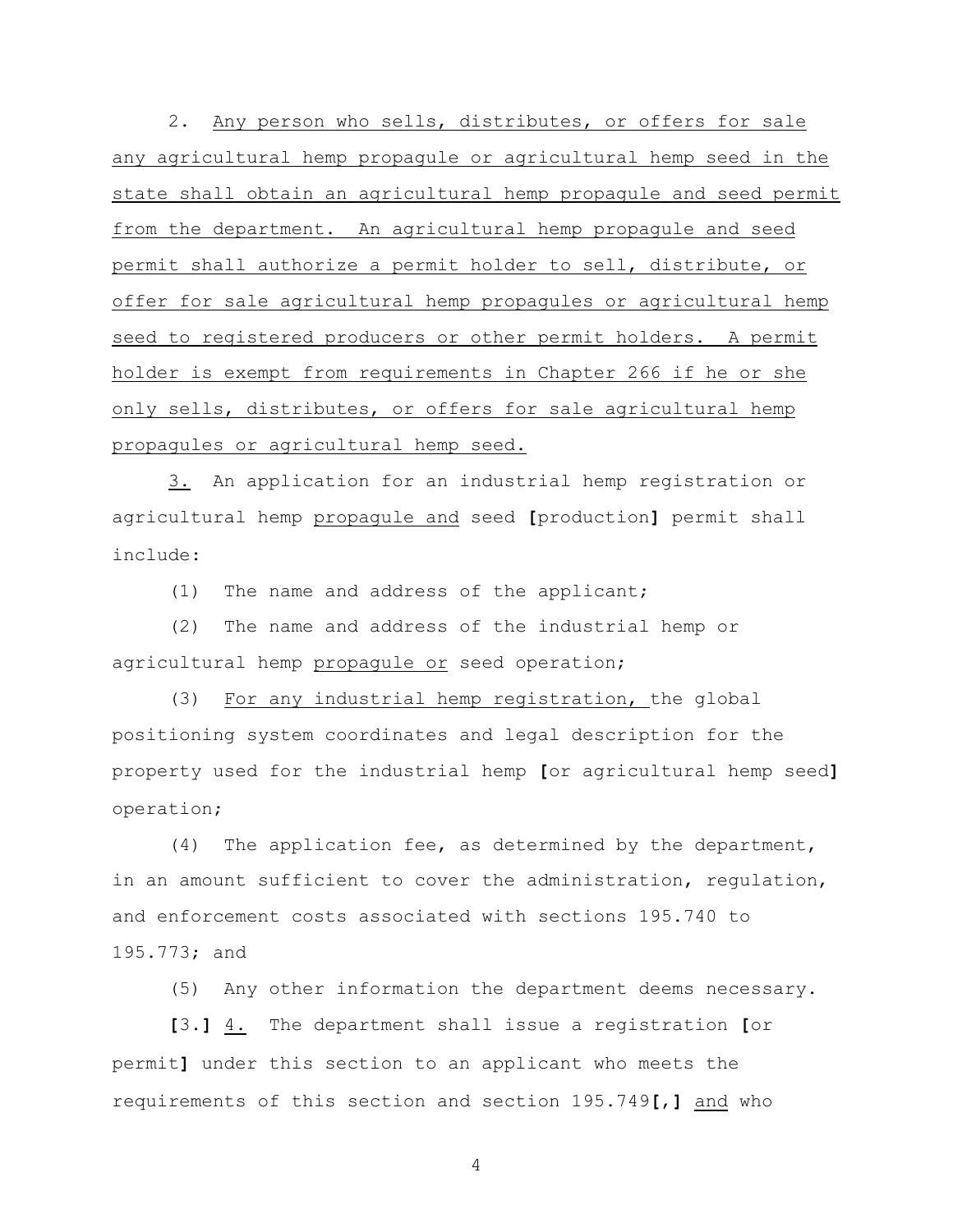2. <u>Any person who sells, distributes, or offers for sale any agricultural hemp propagule or agricultural hemp seed in the state shall obtain an agricultural hemp propagule and seed permit from the department. An agricultural hemp propagule and seed permit shall authorize a permit holder to sell, distribute, or offer for sale agricultural hemp propagules or agricultural hemp seed to registered producers or other permit holders. A permit holder is exempt from requirements in Chapter 266 if he or she only sells, distributes, or offers for sale agricultural hemp propagules or agricultural hemp seed.</u>

<u>3.</u> An application for an industrial hemp registration or agricultural hemp <u>propagule and</u> seed **[**production**]** permit shall include:

(1) The name and address of the applicant;

(2) The name and address of the industrial hemp or agricultural hemp <u>propagule or</u> seed operation;

(3) <u>For any industrial hemp registration,</u> the global positioning system coordinates and legal description for the property used for the industrial hemp **[**or agricultural hemp seed**]** operation;

(4) The application fee, as determined by the department, in an amount sufficient to cover the administration, regulation, and enforcement costs associated with sections 195.740 to 195.773; and

(5) Any other information the department deems necessary.

**[**3.**]** <u>4.</u> The department shall issue a registration **[**or permit**]** under this section to an applicant who meets the requirements of this section and section 195.749**[**,**]** <u>and</u> who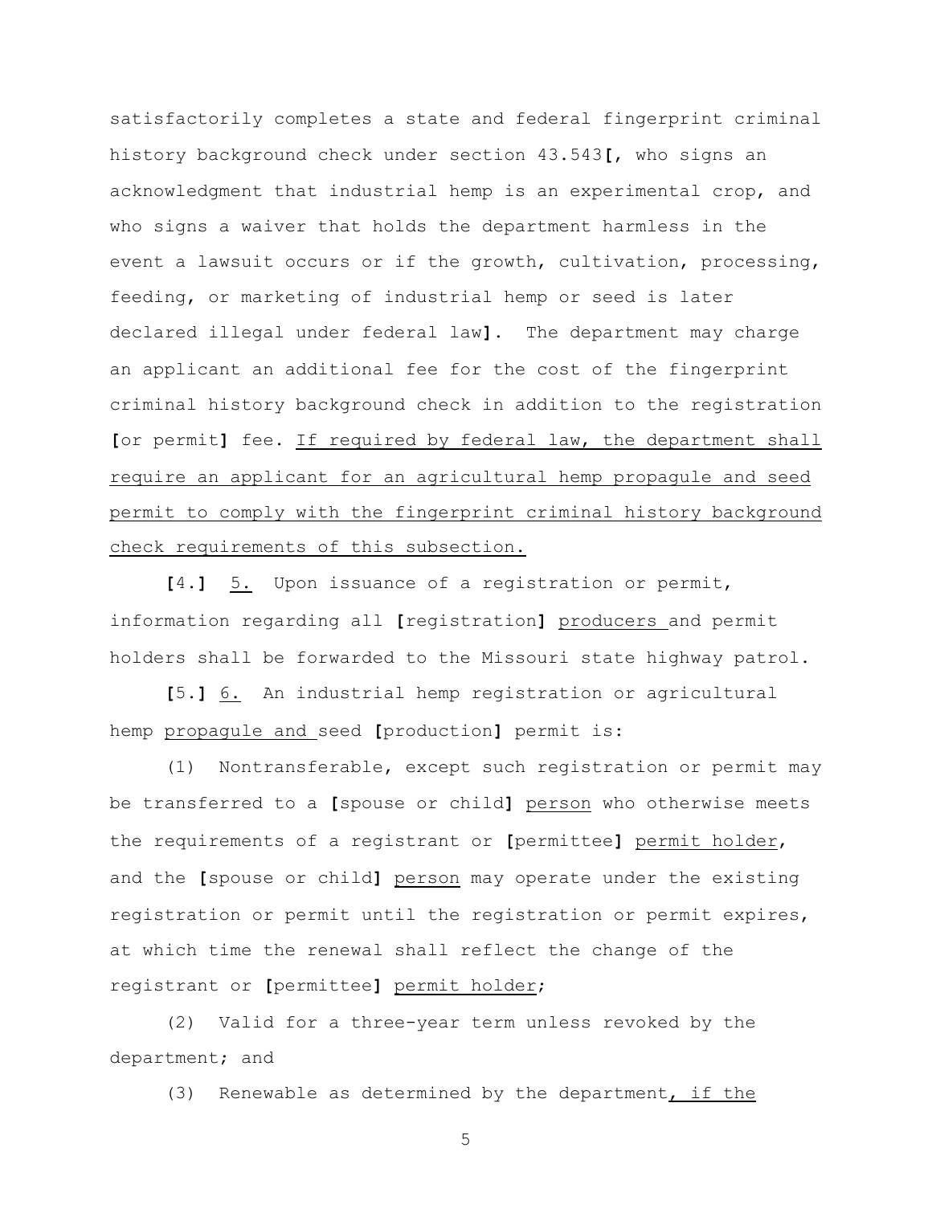satisfactorily completes a state and federal fingerprint criminal history background check under section 43.543[, who signs an acknowledgment that industrial hemp is an experimental crop, and who signs a waiver that holds the department harmless in the event a lawsuit occurs or if the growth, cultivation, processing, feeding, or marketing of industrial hemp or seed is later declared illegal under federal law]. The department may charge an applicant an additional fee for the cost of the fingerprint criminal history background check in addition to the registration [or permit] fee. <u>If required by federal law, the department shall require an applicant for an agricultural hemp propagule and seed permit to comply with the fingerprint criminal history background check requirements of this subsection.</u>

[4.] <u>5.</u> Upon issuance of a registration or permit, information regarding all [registration] <u>producers</u> and permit holders shall be forwarded to the Missouri state highway patrol.

[5.] <u>6.</u> An industrial hemp registration or agricultural hemp <u>propagule and</u> seed [production] permit is:

(1) Nontransferable, except such registration or permit may be transferred to a [spouse or child] <u>person</u> who otherwise meets the requirements of a registrant or [permittee] <u>permit holder</u>, and the [spouse or child] <u>person</u> may operate under the existing registration or permit until the registration or permit expires, at which time the renewal shall reflect the change of the registrant or [permittee] <u>permit holder</u>;

(2) Valid for a three-year term unless revoked by the department; and

(3) Renewable as determined by the department<u>, if the</u>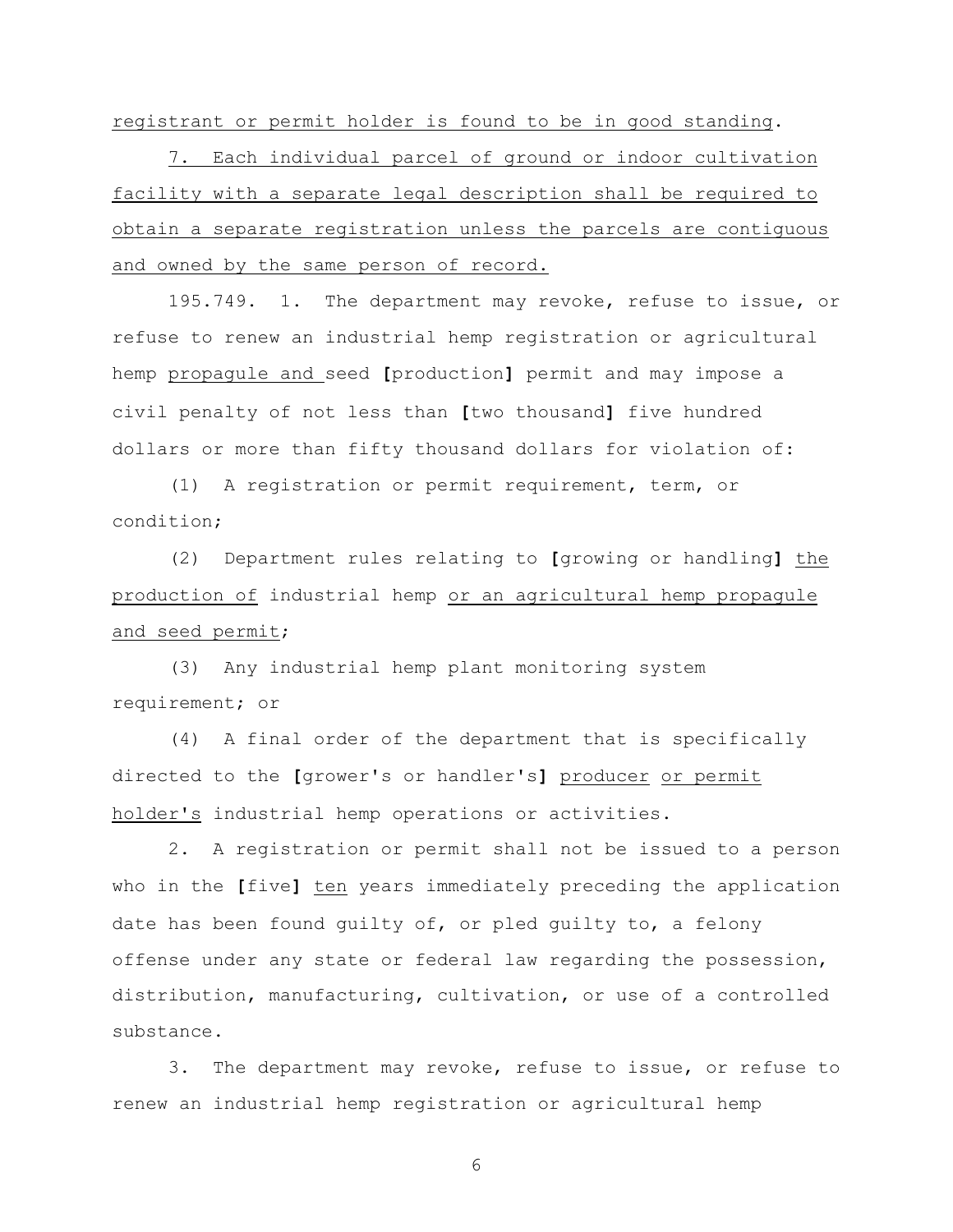registrant or permit holder is found to be in good standing.

7. Each individual parcel of ground or indoor cultivation facility with a separate legal description shall be required to obtain a separate registration unless the parcels are contiguous and owned by the same person of record.

195.749. 1. The department may revoke, refuse to issue, or refuse to renew an industrial hemp registration or agricultural hemp propagule and seed [production] permit and may impose a civil penalty of not less than [two thousand] five hundred dollars or more than fifty thousand dollars for violation of:

(1) A registration or permit requirement, term, or condition;

(2) Department rules relating to [growing or handling] the production of industrial hemp or an agricultural hemp propagule and seed permit;

(3) Any industrial hemp plant monitoring system requirement; or

(4) A final order of the department that is specifically directed to the [grower's or handler's] producer or permit holder's industrial hemp operations or activities.

2. A registration or permit shall not be issued to a person who in the [five] ten years immediately preceding the application date has been found guilty of, or pled guilty to, a felony offense under any state or federal law regarding the possession, distribution, manufacturing, cultivation, or use of a controlled substance.

3. The department may revoke, refuse to issue, or refuse to renew an industrial hemp registration or agricultural hemp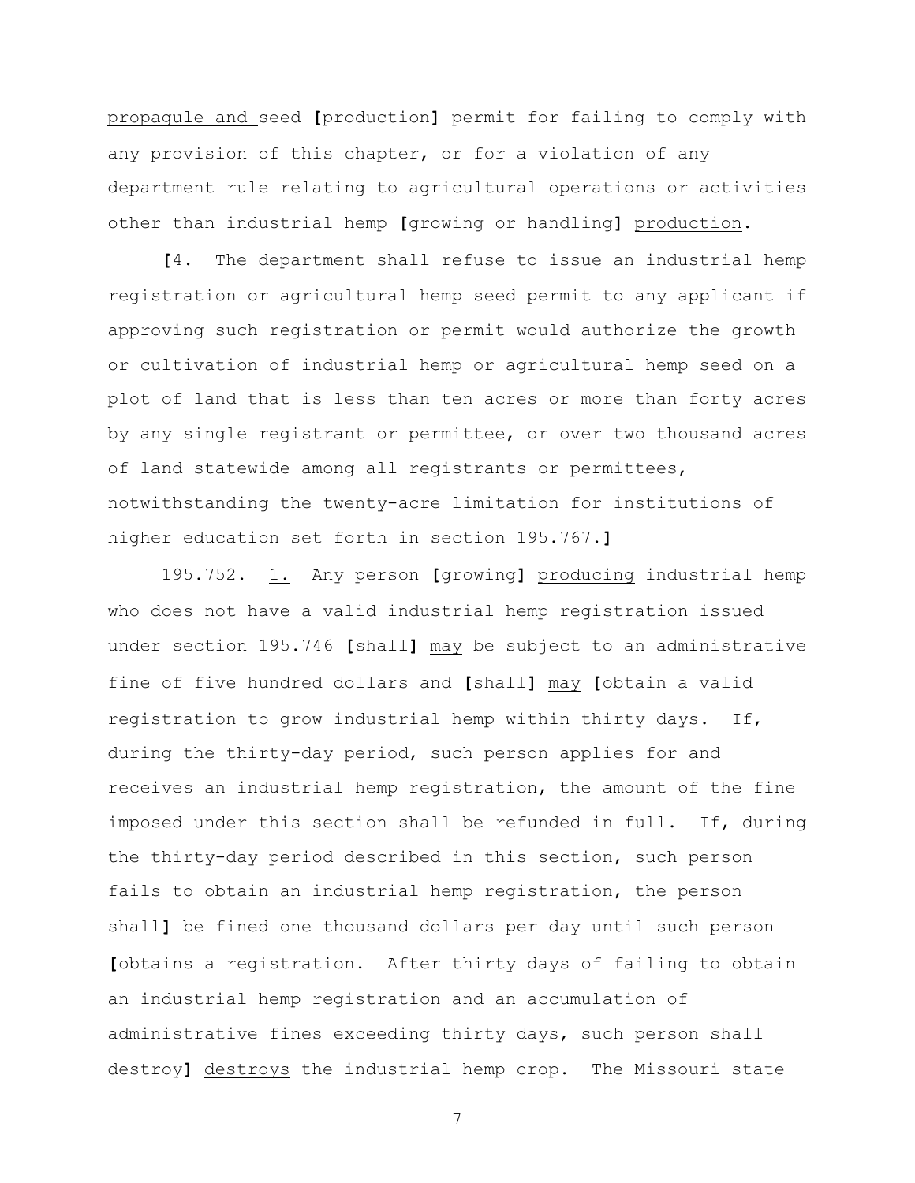propagule and seed [production] permit for failing to comply with any provision of this chapter, or for a violation of any department rule relating to agricultural operations or activities other than industrial hemp [growing or handling] production.

[4. The department shall refuse to issue an industrial hemp registration or agricultural hemp seed permit to any applicant if approving such registration or permit would authorize the growth or cultivation of industrial hemp or agricultural hemp seed on a plot of land that is less than ten acres or more than forty acres by any single registrant or permittee, or over two thousand acres of land statewide among all registrants or permittees, notwithstanding the twenty-acre limitation for institutions of higher education set forth in section 195.767.]

195.752. 1. Any person [growing] producing industrial hemp who does not have a valid industrial hemp registration issued under section 195.746 [shall] may be subject to an administrative fine of five hundred dollars and [shall] may [obtain a valid registration to grow industrial hemp within thirty days. If, during the thirty-day period, such person applies for and receives an industrial hemp registration, the amount of the fine imposed under this section shall be refunded in full. If, during the thirty-day period described in this section, such person fails to obtain an industrial hemp registration, the person shall] be fined one thousand dollars per day until such person [obtains a registration. After thirty days of failing to obtain an industrial hemp registration and an accumulation of administrative fines exceeding thirty days, such person shall destroy] destroys the industrial hemp crop. The Missouri state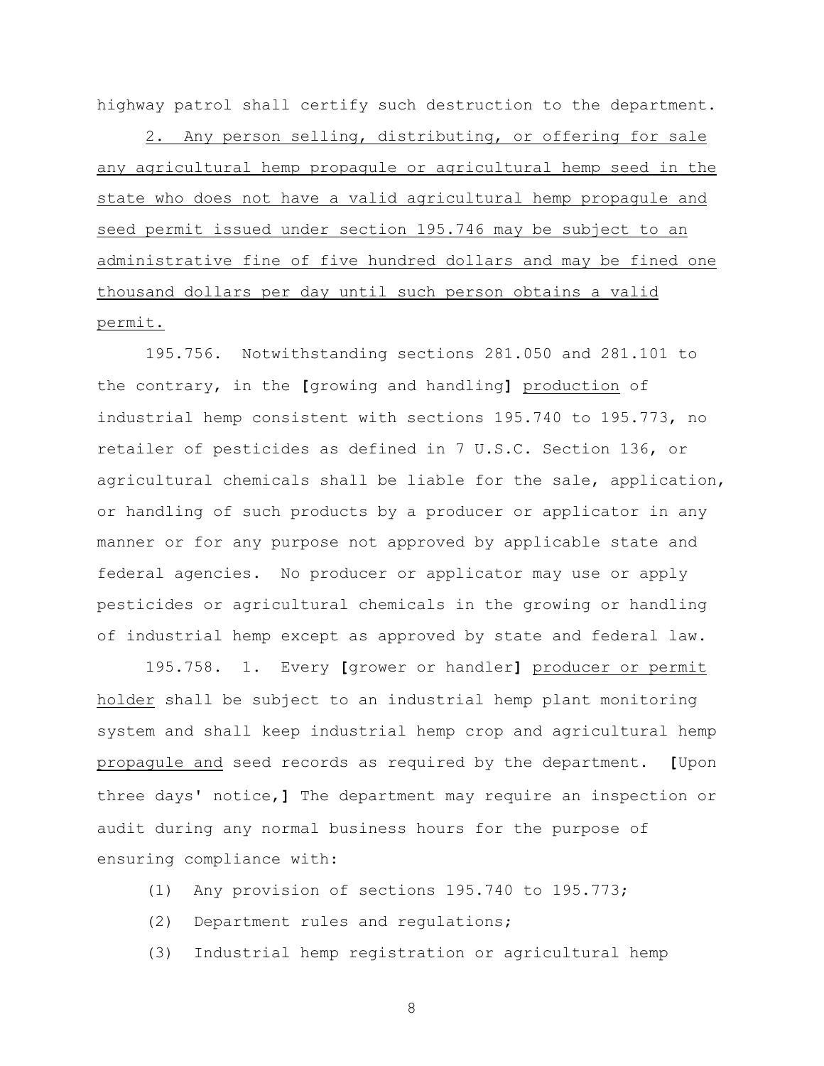highway patrol shall certify such destruction to the department.

2. <u>Any person selling, distributing, or offering for sale any agricultural hemp propagule or agricultural hemp seed in the state who does not have a valid agricultural hemp propagule and seed permit issued under section 195.746 may be subject to an administrative fine of five hundred dollars and may be fined one thousand dollars per day until such person obtains a valid permit.</u>

195.756. Notwithstanding sections 281.050 and 281.101 to the contrary, in the **[**growing and handling**]** <u>production</u> of industrial hemp consistent with sections 195.740 to 195.773, no retailer of pesticides as defined in 7 U.S.C. Section 136, or agricultural chemicals shall be liable for the sale, application, or handling of such products by a producer or applicator in any manner or for any purpose not approved by applicable state and federal agencies. No producer or applicator may use or apply pesticides or agricultural chemicals in the growing or handling of industrial hemp except as approved by state and federal law.

195.758. 1. Every **[**grower or handler**]** <u>producer or permit holder</u> shall be subject to an industrial hemp plant monitoring system and shall keep industrial hemp crop and agricultural hemp <u>propagule and</u> seed records as required by the department. **[**Upon three days' notice,**]** The department may require an inspection or audit during any normal business hours for the purpose of ensuring compliance with:

(1) Any provision of sections 195.740 to 195.773;

(2) Department rules and regulations;

(3) Industrial hemp registration or agricultural hemp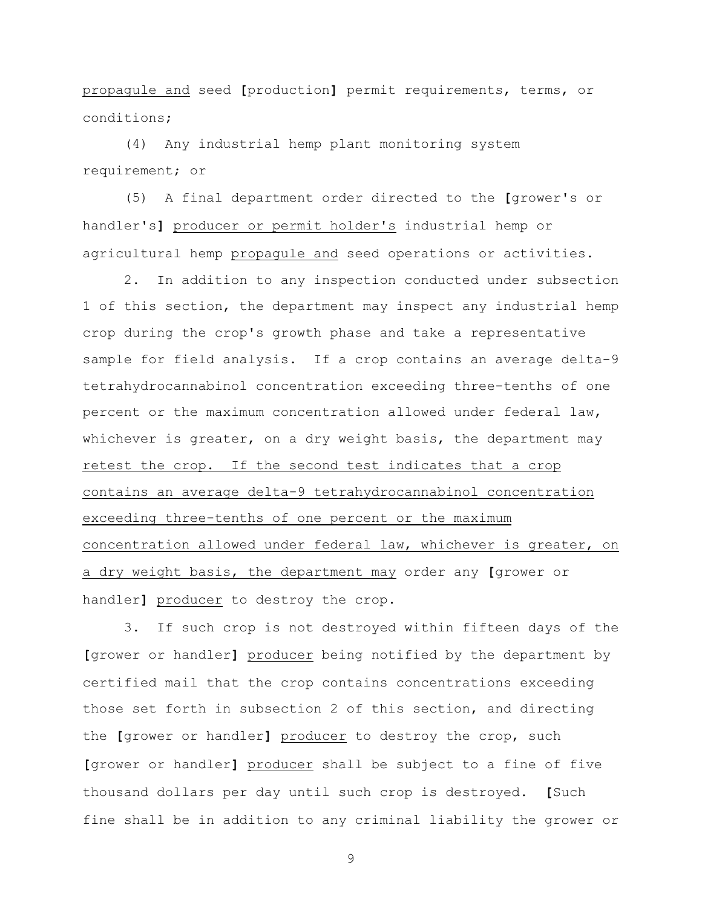propagule and seed [production] permit requirements, terms, or conditions;

(4) Any industrial hemp plant monitoring system requirement; or

(5) A final department order directed to the [grower's or handler's] producer or permit holder's industrial hemp or agricultural hemp propagule and seed operations or activities.

2. In addition to any inspection conducted under subsection 1 of this section, the department may inspect any industrial hemp crop during the crop's growth phase and take a representative sample for field analysis. If a crop contains an average delta-9 tetrahydrocannabinol concentration exceeding three-tenths of one percent or the maximum concentration allowed under federal law, whichever is greater, on a dry weight basis, the department may retest the crop. If the second test indicates that a crop contains an average delta-9 tetrahydrocannabinol concentration exceeding three-tenths of one percent or the maximum concentration allowed under federal law, whichever is greater, on a dry weight basis, the department may order any [grower or handler] producer to destroy the crop.

3. If such crop is not destroyed within fifteen days of the [grower or handler] producer being notified by the department by certified mail that the crop contains concentrations exceeding those set forth in subsection 2 of this section, and directing the [grower or handler] producer to destroy the crop, such [grower or handler] producer shall be subject to a fine of five thousand dollars per day until such crop is destroyed. [Such fine shall be in addition to any criminal liability the grower or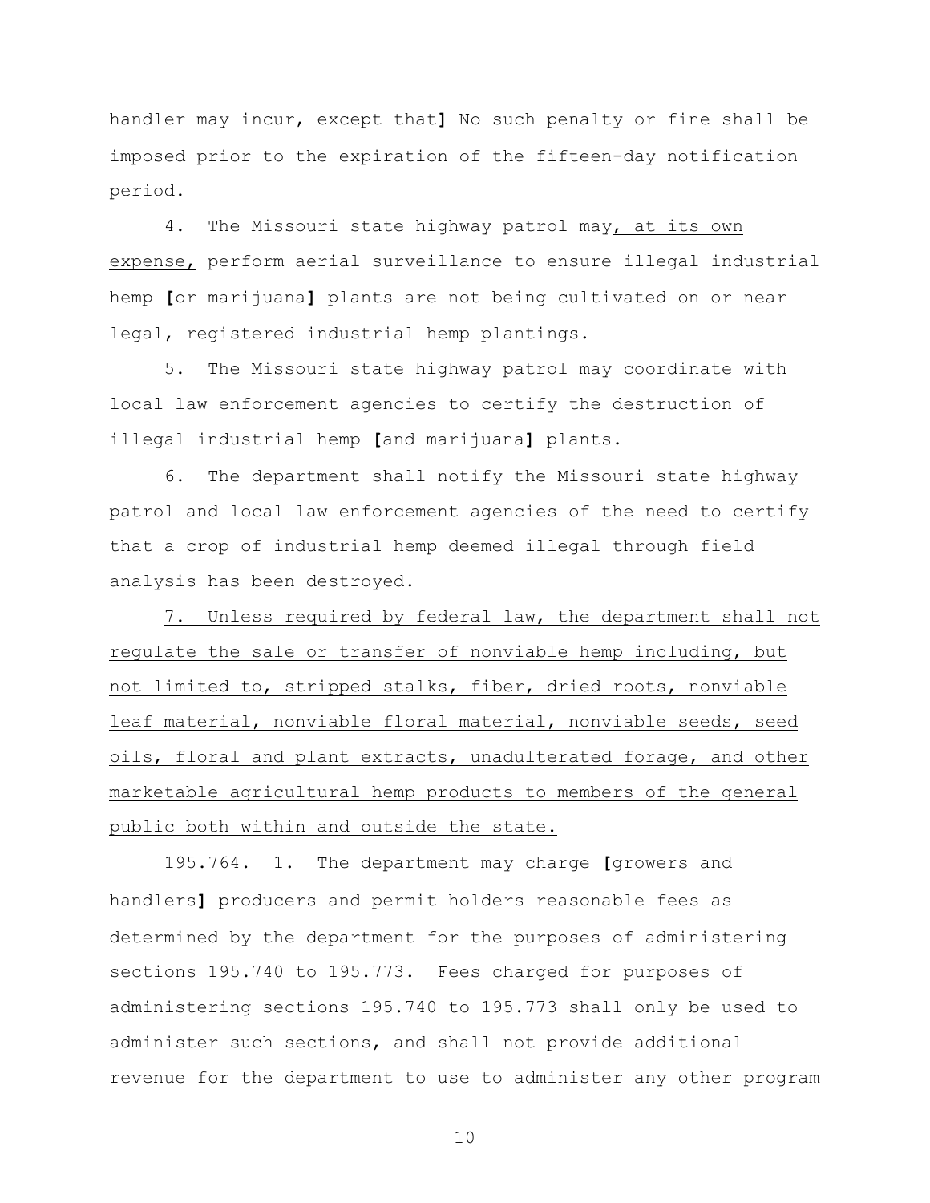handler may incur, except that] No such penalty or fine shall be imposed prior to the expiration of the fifteen-day notification period.

4. The Missouri state highway patrol may<u>, at its own expense,</u> perform aerial surveillance to ensure illegal industrial hemp **[**or marijuana**]** plants are not being cultivated on or near legal, registered industrial hemp plantings.

5. The Missouri state highway patrol may coordinate with local law enforcement agencies to certify the destruction of illegal industrial hemp **[**and marijuana**]** plants.

6. The department shall notify the Missouri state highway patrol and local law enforcement agencies of the need to certify that a crop of industrial hemp deemed illegal through field analysis has been destroyed.

<u>7. Unless required by federal law, the department shall not regulate the sale or transfer of nonviable hemp including, but not limited to, stripped stalks, fiber, dried roots, nonviable leaf material, nonviable floral material, nonviable seeds, seed oils, floral and plant extracts, unadulterated forage, and other marketable agricultural hemp products to members of the general public both within and outside the state.</u>

195.764. 1. The department may charge **[**growers and handlers**]** <u>producers and permit holders</u> reasonable fees as determined by the department for the purposes of administering sections 195.740 to 195.773. Fees charged for purposes of administering sections 195.740 to 195.773 shall only be used to administer such sections, and shall not provide additional revenue for the department to use to administer any other program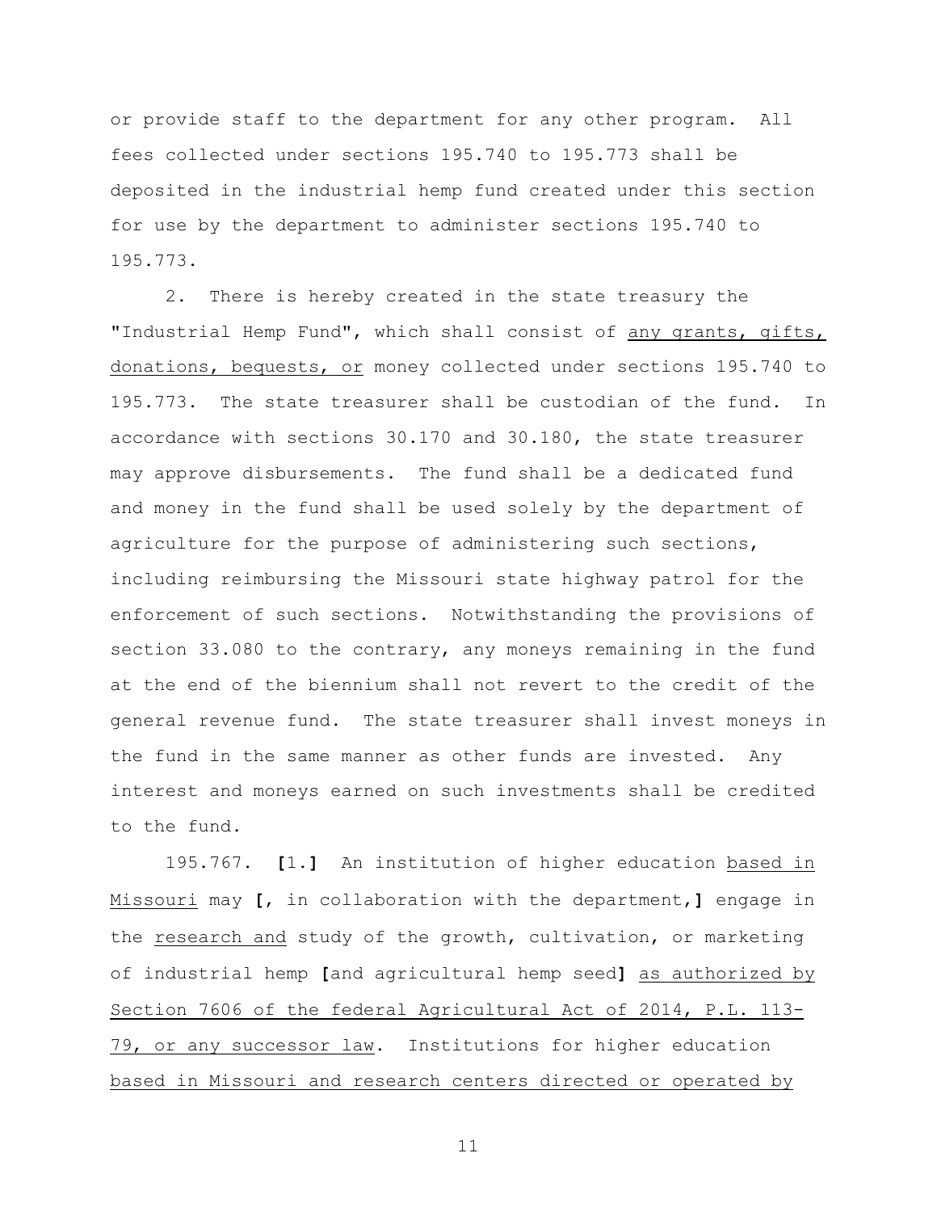or provide staff to the department for any other program. All fees collected under sections 195.740 to 195.773 shall be deposited in the industrial hemp fund created under this section for use by the department to administer sections 195.740 to 195.773.

2. There is hereby created in the state treasury the "Industrial Hemp Fund", which shall consist of <u>any grants, gifts, donations, bequests, or</u> money collected under sections 195.740 to 195.773. The state treasurer shall be custodian of the fund. In accordance with sections 30.170 and 30.180, the state treasurer may approve disbursements. The fund shall be a dedicated fund and money in the fund shall be used solely by the department of agriculture for the purpose of administering such sections, including reimbursing the Missouri state highway patrol for the enforcement of such sections. Notwithstanding the provisions of section 33.080 to the contrary, any moneys remaining in the fund at the end of the biennium shall not revert to the credit of the general revenue fund. The state treasurer shall invest moneys in the fund in the same manner as other funds are invested. Any interest and moneys earned on such investments shall be credited to the fund.

195.767. **[**1.**]** An institution of higher education <u>based in Missouri</u> may **[**, in collaboration with the department,**]** engage in the <u>research and</u> study of the growth, cultivation, or marketing of industrial hemp **[**and agricultural hemp seed**]** <u>as authorized by Section 7606 of the federal Agricultural Act of 2014, P.L. 113-79, or any successor law</u>. Institutions for higher education <u>based in Missouri and research centers directed or operated by</u>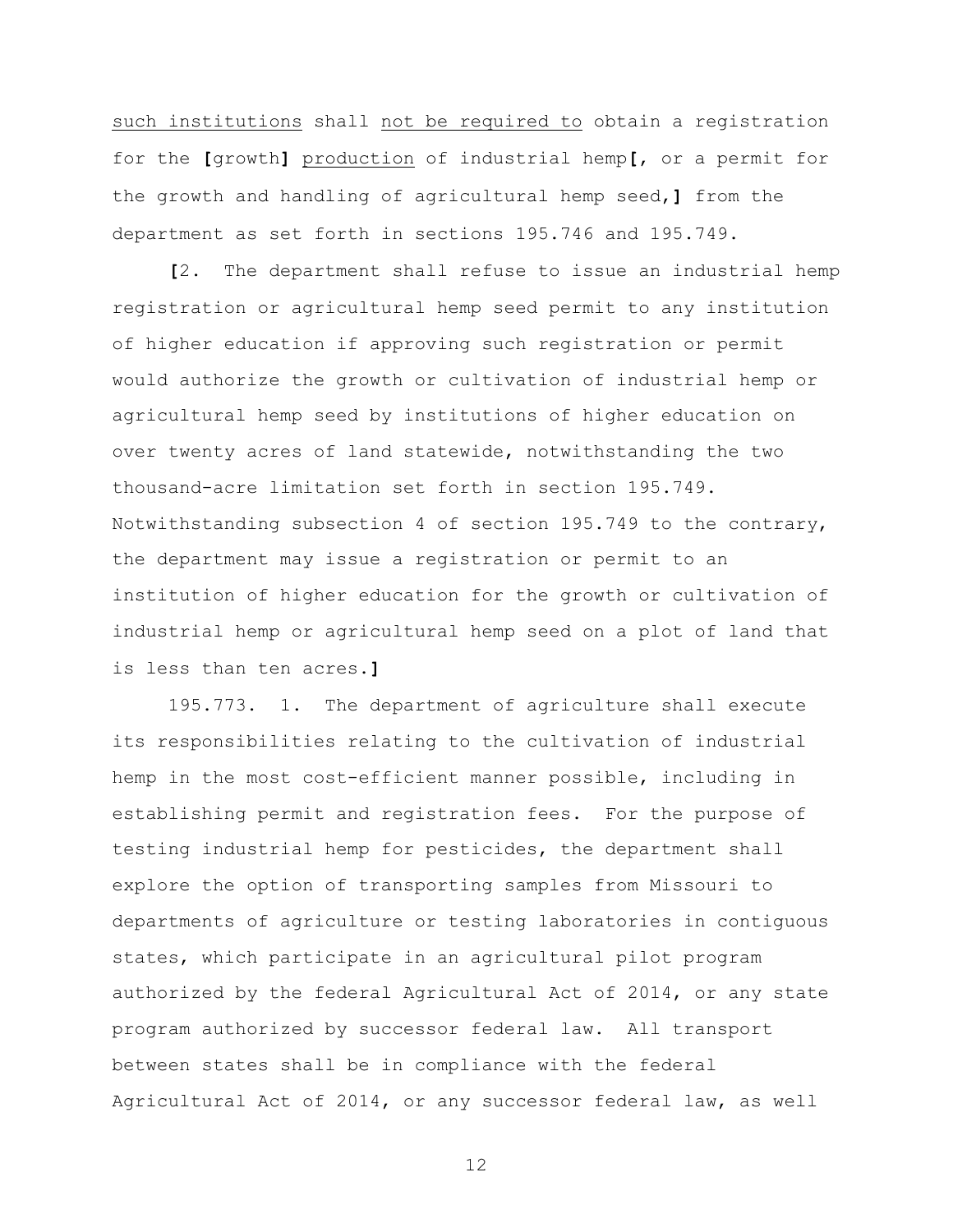such institutions shall not be required to obtain a registration for the [growth] production of industrial hemp[, or a permit for the growth and handling of agricultural hemp seed,] from the department as set forth in sections 195.746 and 195.749.

[2. The department shall refuse to issue an industrial hemp registration or agricultural hemp seed permit to any institution of higher education if approving such registration or permit would authorize the growth or cultivation of industrial hemp or agricultural hemp seed by institutions of higher education on over twenty acres of land statewide, notwithstanding the two thousand-acre limitation set forth in section 195.749. Notwithstanding subsection 4 of section 195.749 to the contrary, the department may issue a registration or permit to an institution of higher education for the growth or cultivation of industrial hemp or agricultural hemp seed on a plot of land that is less than ten acres.]

195.773. 1. The department of agriculture shall execute its responsibilities relating to the cultivation of industrial hemp in the most cost-efficient manner possible, including in establishing permit and registration fees. For the purpose of testing industrial hemp for pesticides, the department shall explore the option of transporting samples from Missouri to departments of agriculture or testing laboratories in contiguous states, which participate in an agricultural pilot program authorized by the federal Agricultural Act of 2014, or any state program authorized by successor federal law. All transport between states shall be in compliance with the federal Agricultural Act of 2014, or any successor federal law, as well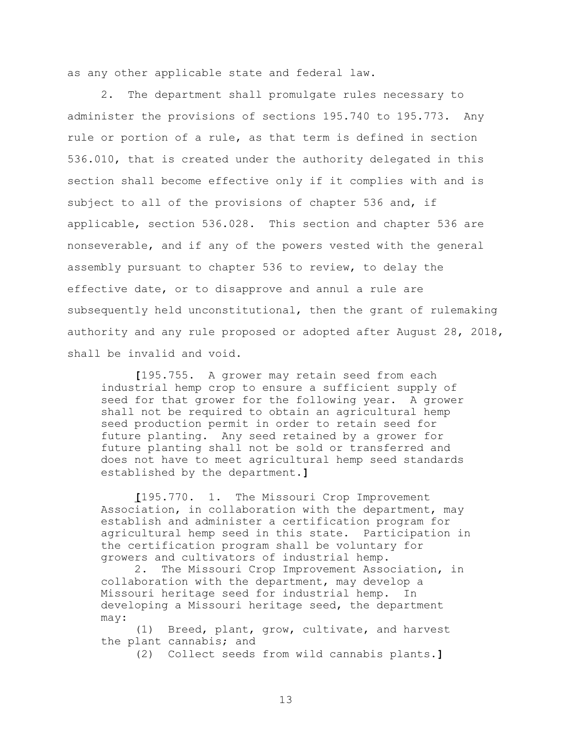as any other applicable state and federal law.

2. The department shall promulgate rules necessary to administer the provisions of sections 195.740 to 195.773. Any rule or portion of a rule, as that term is defined in section 536.010, that is created under the authority delegated in this section shall become effective only if it complies with and is subject to all of the provisions of chapter 536 and, if applicable, section 536.028. This section and chapter 536 are nonseverable, and if any of the powers vested with the general assembly pursuant to chapter 536 to review, to delay the effective date, or to disapprove and annul a rule are subsequently held unconstitutional, then the grant of rulemaking authority and any rule proposed or adopted after August 28, 2018, shall be invalid and void.

> **[**195.755. A grower may retain seed from each industrial hemp crop to ensure a sufficient supply of seed for that grower for the following year. A grower shall not be required to obtain an agricultural hemp seed production permit in order to retain seed for future planting. Any seed retained by a grower for future planting shall not be sold or transferred and does not have to meet agricultural hemp seed standards established by the department.**]**
>
> **[**195.770. 1. The Missouri Crop Improvement Association, in collaboration with the department, may establish and administer a certification program for agricultural hemp seed in this state. Participation in the certification program shall be voluntary for growers and cultivators of industrial hemp.
>
> 2. The Missouri Crop Improvement Association, in collaboration with the department, may develop a Missouri heritage seed for industrial hemp. In developing a Missouri heritage seed, the department may:
>
> (1) Breed, plant, grow, cultivate, and harvest the plant cannabis; and
>
> (2) Collect seeds from wild cannabis plants.**]**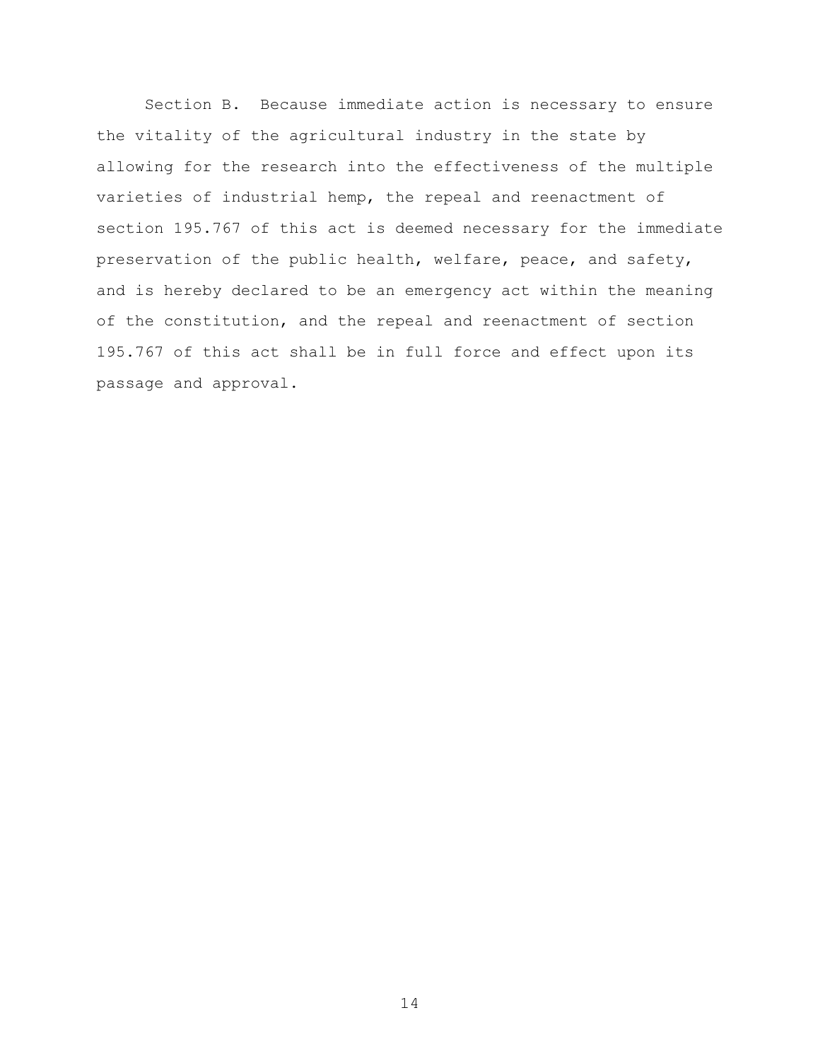Section B. Because immediate action is necessary to ensure the vitality of the agricultural industry in the state by allowing for the research into the effectiveness of the multiple varieties of industrial hemp, the repeal and reenactment of section 195.767 of this act is deemed necessary for the immediate preservation of the public health, welfare, peace, and safety, and is hereby declared to be an emergency act within the meaning of the constitution, and the repeal and reenactment of section 195.767 of this act shall be in full force and effect upon its passage and approval.